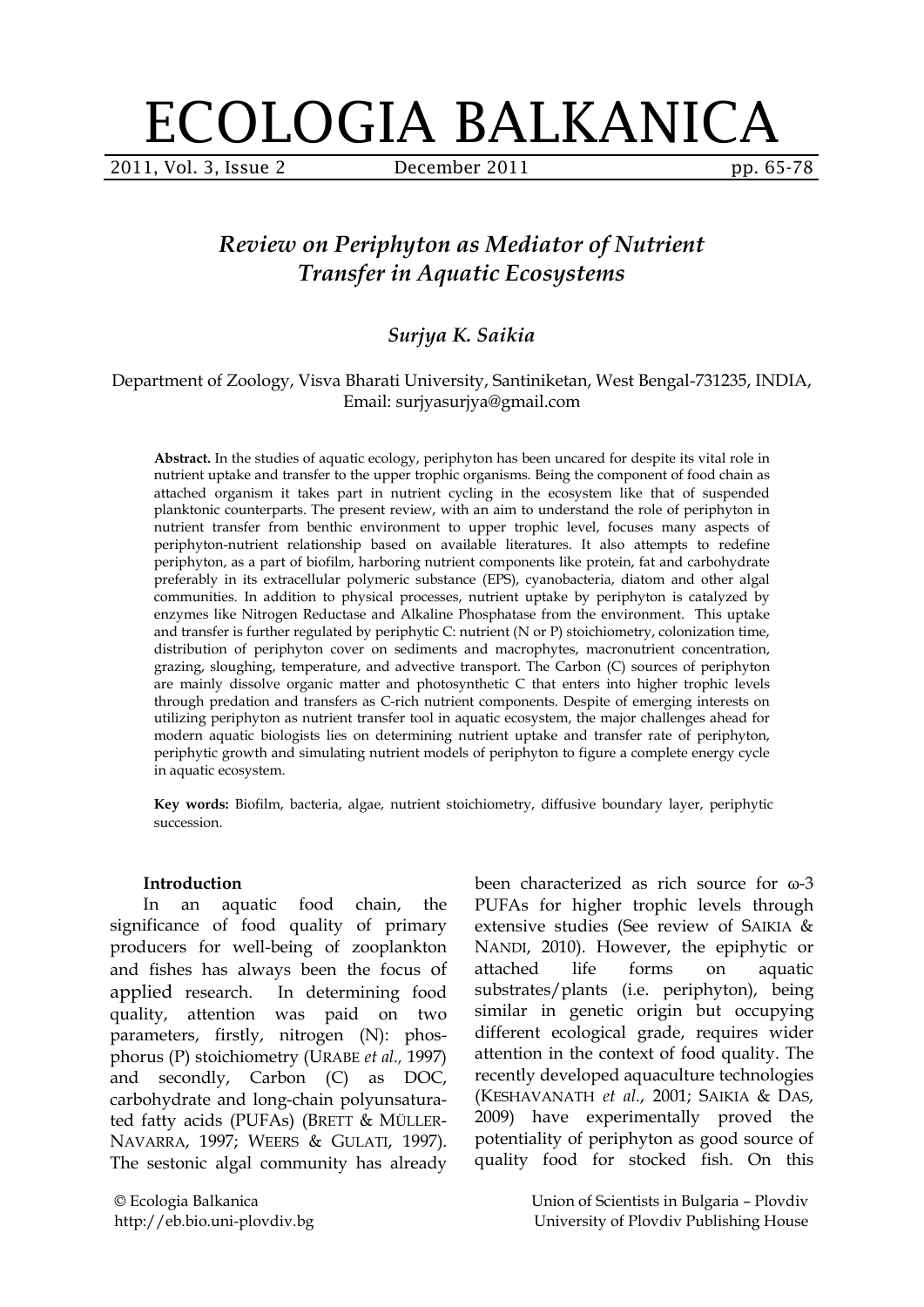# Review on Periphyton as Mediator of Nutrient Transfer in Aquatic Ecosystems

*Surjya K. Saikia*

Department of Zoology, Visva Bharati University, Santiniketan, West Bengal-731235, INDIA, Email: surjyasurjya@gmail.com

**Abstract.** In the studies of aquatic ecology, periphyton has been uncared for despite its vital role in nutrient uptake and transfer to the upper trophic organisms. Being the component of food chain as attached organism it takes part in nutrient cycling in the ecosystem like that of suspended planktonic counterparts. The present review, with an aim to understand the role of periphyton in nutrient transfer from benthic environment to upper trophic level, focuses many aspects of periphyton-nutrient relationship based on available literatures. It also attempts to redefine periphyton, as a part of biofilm, harboring nutrient components like protein, fat and carbohydrate preferably in its extracellular polymeric substance (EPS), cyanobacteria, diatom and other algal communities. In addition to physical processes, nutrient uptake by periphyton is catalyzed by enzymes like Nitrogen Reductase and Alkaline Phosphatase from the environment. This uptake and transfer is further regulated by periphytic C: nutrient (N or P) stoichiometry, colonization time, distribution of periphyton cover on sediments and macrophytes, macronutrient concentration, grazing, sloughing, temperature, and advective transport. The Carbon (C) sources of periphyton are mainly dissolve organic matter and photosynthetic C that enters into higher trophic levels through predation and transfers as C-rich nutrient components. Despite of emerging interests on utilizing periphyton as nutrient transfer tool in aquatic ecosystem, the major challenges ahead for modern aquatic biologists lies on determining nutrient uptake and transfer rate of periphyton, periphytic growth and simulating nutrient models of periphyton to figure a complete energy cycle in aquatic ecosystem.

**Key words:** Biofilm, bacteria, algae, nutrient stoichiometry, diffusive boundary layer, periphytic succession.

## Introduction

In an aquatic food chain, the significance of food quality of primary producers for well-being of zooplankton and fishes has always been the focus of applied research. In determining food quality, attention was paid on two parameters, firstly, nitrogen (N): phosphorus (P) stoichiometry (URABE *et al.*, 1997) and secondly, Carbon (C) as DOC, carbohydrate and long-chain polyunsaturated fatty acids (PUFAs) (BRETT & MÜLLER-NAVARRA, 1997; WEERS & GULATI, 1997). The sestonic algal community has already been characterized as rich source for ω-3 PUFAs for higher trophic levels through extensive studies (See review of SAIKIA & NANDI, 2010). However, the epiphytic or attached life forms on aquatic substrates/plants (i.e. periphyton), being similar in genetic origin but occupying different ecological grade, requires wider attention in the context of food quality. The recently developed aquaculture technologies (KESHAVANATH *et al.*, 2001; SAIKIA & DAS, 2009) have experimentally proved the potentiality of periphyton as good source of quality food for stocked fish. On this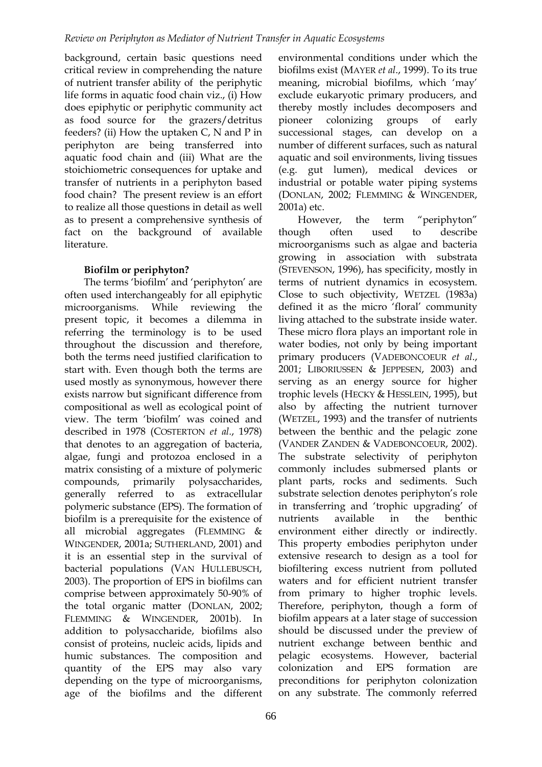background, certain basic questions need critical review in comprehending the nature of nutrient transfer ability of the periphytic life forms in aquatic food chain viz., (i) How does epiphytic or periphytic community act as food source for the grazers/detritus feeders? (ii) How the uptaken C, N and P in periphyton are being transferred into aquatic food chain and (iii) What are the stoichiometric consequences for uptake and transfer of nutrients in a periphyton based food chain? The present review is an effort to realize all those questions in detail as well as to present a comprehensive synthesis of fact on the background of available literature.

## Biofilm or periphyton?

The terms 'biofilm' and 'periphyton' are often used interchangeably for all epiphytic microorganisms. While reviewing the present topic, it becomes a dilemma in referring the terminology is to be used throughout the discussion and therefore, both the terms need justified clarification to start with. Even though both the terms are used mostly as synonymous, however there exists narrow but significant difference from compositional as well as ecological point of view. The term 'biofilm' was coined and described in 1978 (COSTERTON *et al*., 1978) that denotes to an aggregation of bacteria, algae, fungi and protozoa enclosed in a matrix consisting of a mixture of polymeric compounds, primarily polysaccharides, generally referred to as extracellular polymeric substance (EPS). The formation of biofilm is a prerequisite for the existence of all microbial aggregates (FLEMMING & WINGENDER, 2001a; SUTHERLAND, 2001) and it is an essential step in the survival of bacterial populations (VAN HULLEBUSCH, 2003). The proportion of EPS in biofilms can comprise between approximately 50-90% of the total organic matter (DONLAN, 2002; FLEMMING & WINGENDER, 2001b). In addition to polysaccharide, biofilms also consist of proteins, nucleic acids, lipids and humic substances. The composition and quantity of the EPS may also vary depending on the type of microorganisms, age of the biofilms and the different environmental conditions under which the biofilms exist (MAYER *et al*., 1999). To its true meaning, microbial biofilms, which 'may' exclude eukaryotic primary producers, and thereby mostly includes decomposers and pioneer colonizing groups of early successional stages, can develop on a number of different surfaces, such as natural aquatic and soil environments, living tissues (e.g. gut lumen), medical devices or industrial or potable water piping systems (DONLAN, 2002; FLEMMING & WINGENDER, 2001a) etc.

However, the term "periphyton" though often used to describe microorganisms such as algae and bacteria growing in association with substrata (STEVENSON, 1996), has specificity, mostly in terms of nutrient dynamics in ecosystem. Close to such objectivity, WETZEL (1983a) defined it as the micro 'floral' community living attached to the substrate inside water. These micro flora plays an important role in water bodies, not only by being important primary producers (VADEBONCOEUR *et al*., 2001; LIBORIUSSEN & JEPPESEN, 2003) and serving as an energy source for higher trophic levels (HECKY & HESSLEIN, 1995), but also by affecting the nutrient turnover (WETZEL, 1993) and the transfer of nutrients between the benthic and the pelagic zone (VANDER ZANDEN & VADEBONCOEUR, 2002). The substrate selectivity of periphyton commonly includes submersed plants or plant parts, rocks and sediments. Such substrate selection denotes periphyton's role in transferring and 'trophic upgrading' of nutrients available in the benthic environment either directly or indirectly. This property embodies periphyton under extensive research to design as a tool for biofiltering excess nutrient from polluted waters and for efficient nutrient transfer from primary to higher trophic levels. Therefore, periphyton, though a form of biofilm appears at a later stage of succession should be discussed under the preview of nutrient exchange between benthic and pelagic ecosystems. However, bacterial colonization and EPS formation are preconditions for periphyton colonization on any substrate. The commonly referred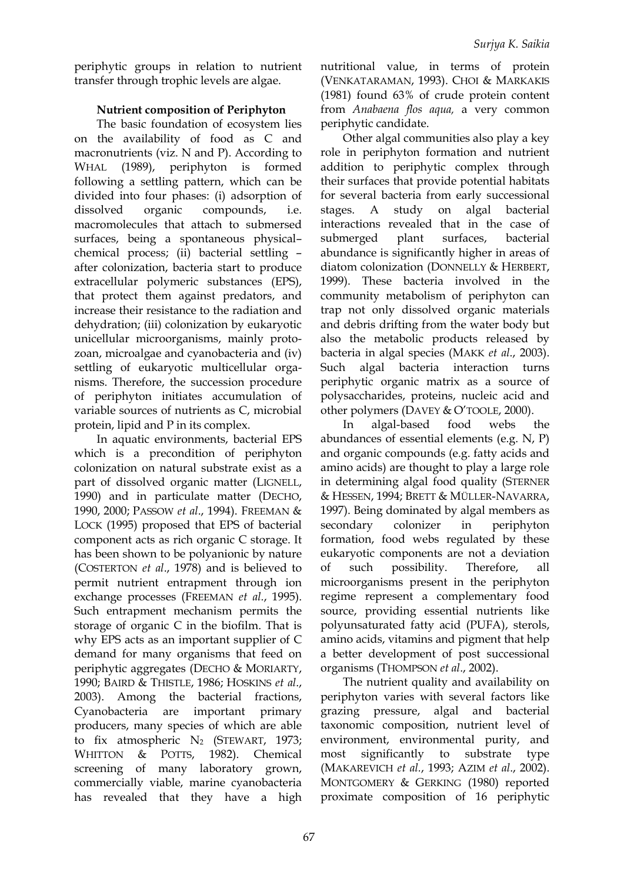periphytic groups in relation to nutrient transfer through trophic levels are algae.

## Nutrient composition of Periphyton

The basic foundation of ecosystem lies on the availability of food as C and macronutrients (viz. N and P). According to WHAL (1989), periphyton is formed following a settling pattern, which can be divided into four phases: (i) adsorption of dissolved organic compounds, i.e. macromolecules that attach to submersed surfaces, being a spontaneous physical–chemical process; (ii) bacterial settling – after colonization, bacteria start to produce extracellular polymeric substances (EPS), that protect them against predators, and increase their resistance to the radiation and dehydration; (iii) colonization by eukaryotic unicellular microorganisms, mainly protozoan, microalgae and cyanobacteria and (iv) settling of eukaryotic multicellular organisms. Therefore, the succession procedure of periphyton initiates accumulation of variable sources of nutrients as C, microbial protein, lipid and P in its complex.

In aquatic environments, bacterial EPS which is a precondition of periphyton colonization on natural substrate exist as a part of dissolved organic matter (LIGNELL, 1990) and in particulate matter (DECHO, 1990, 2000; PASSOW *et al*., 1994). FREEMAN & LOCK (1995) proposed that EPS of bacterial component acts as rich organic C storage. It has been shown to be polyanionic by nature (COSTERTON *et al*., 1978) and is believed to permit nutrient entrapment through ion exchange processes (FREEMAN *et al*., 1995). Such entrapment mechanism permits the storage of organic C in the biofilm. That is why EPS acts as an important supplier of C demand for many organisms that feed on periphytic aggregates (DECHO & MORIARTY, 1990; BAIRD & THISTLE, 1986; HOSKINS *et al*., 2003). Among the bacterial fractions, Cyanobacteria are important primary producers, many species of which are able to fix atmospheric $N_2$ (STEWART, 1973; WHITTON & POTTS, 1982). Chemical screening of many laboratory grown, commercially viable, marine cyanobacteria has revealed that they have a high nutritional value, in terms of protein (VENKATARAMAN, 1993). CHOI & MARKAKIS (1981) found 63% of crude protein content from *Anabaena flos aqua,* a very common periphytic candidate.

Other algal communities also play a key role in periphyton formation and nutrient addition to periphytic complex through their surfaces that provide potential habitats for several bacteria from early successional stages. A study on algal bacterial interactions revealed that in the case of submerged plant surfaces, bacterial abundance is significantly higher in areas of diatom colonization (DONNELLY & HERBERT, 1999). These bacteria involved in the community metabolism of periphyton can trap not only dissolved organic materials and debris drifting from the water body but also the metabolic products released by bacteria in algal species (MAKK *et al*., 2003). Such algal bacteria interaction turns periphytic organic matrix as a source of polysaccharides, proteins, nucleic acid and other polymers (DAVEY & O'TOOLE, 2000).

In algal-based food webs the abundances of essential elements (e.g. N, P) and organic compounds (e.g. fatty acids and amino acids) are thought to play a large role in determining algal food quality (STERNER & HESSEN, 1994; BRETT & MÜLLER-NAVARRA, 1997). Being dominated by algal members as secondary colonizer in periphyton formation, food webs regulated by these eukaryotic components are not a deviation of such possibility. Therefore, all microorganisms present in the periphyton regime represent a complementary food source, providing essential nutrients like polyunsaturated fatty acid (PUFA), sterols, amino acids, vitamins and pigment that help a better development of post successional organisms (THOMPSON *et al*., 2002).

The nutrient quality and availability on periphyton varies with several factors like grazing pressure, algal and bacterial taxonomic composition, nutrient level of environment, environmental purity, and most significantly to substrate type (MAKAREVICH *et al*., 1993; AZIM *et al*., 2002). MONTGOMERY & GERKING (1980) reported proximate composition of 16 periphytic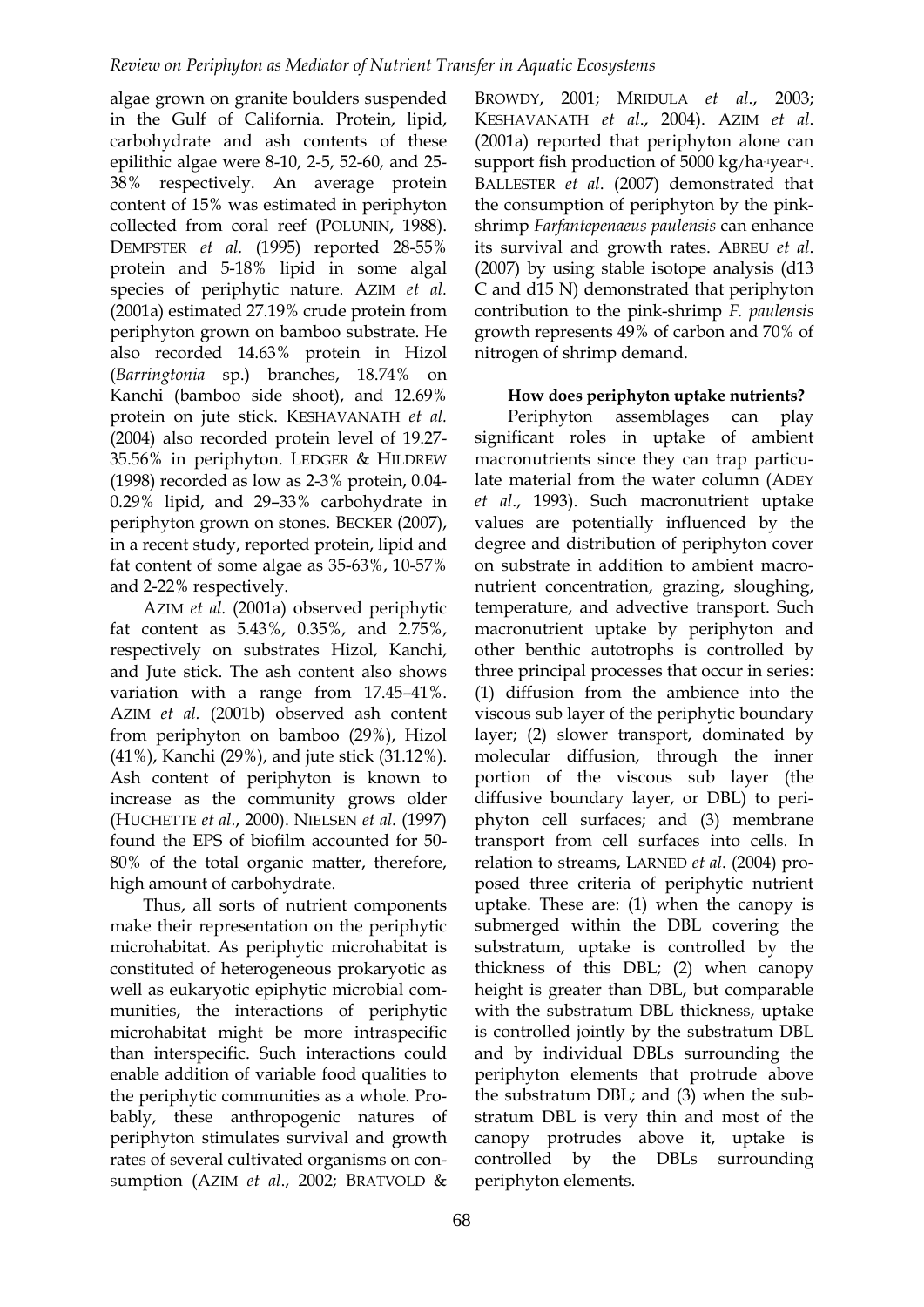algae grown on granite boulders suspended in the Gulf of California. Protein, lipid, carbohydrate and ash contents of these epilithic algae were 8-10, 2-5, 52-60, and 25-38% respectively. An average protein content of 15% was estimated in periphyton collected from coral reef (POLUNIN, 1988). DEMPSTER *et al.* (1995) reported 28-55% protein and 5-18% lipid in some algal species of periphytic nature. AZIM *et al.* (2001a) estimated 27.19% crude protein from periphyton grown on bamboo substrate. He also recorded 14.63% protein in Hizol (*Barringtonia* sp.) branches, 18.74% on Kanchi (bamboo side shoot), and 12.69% protein on jute stick. KESHAVANATH *et al.* (2004) also recorded protein level of 19.27-35.56% in periphyton. LEDGER & HILDREW (1998) recorded as low as 2-3% protein, 0.04-0.29% lipid, and 29–33% carbohydrate in periphyton grown on stones. BECKER (2007), in a recent study, reported protein, lipid and fat content of some algae as 35-63%, 10-57% and 2-22% respectively.

AZIM *et al.* (2001a) observed periphytic fat content as 5.43%, 0.35%, and 2.75%, respectively on substrates Hizol, Kanchi, and Jute stick. The ash content also shows variation with a range from 17.45–41%. AZIM *et al.* (2001b) observed ash content from periphyton on bamboo (29%), Hizol (41%), Kanchi (29%), and jute stick (31.12%). Ash content of periphyton is known to increase as the community grows older (HUCHETTE *et al.*, 2000). NIELSEN *et al.* (1997) found the EPS of biofilm accounted for 50-80% of the total organic matter, therefore, high amount of carbohydrate.

Thus, all sorts of nutrient components make their representation on the periphytic microhabitat. As periphytic microhabitat is constituted of heterogeneous prokaryotic as well as eukaryotic epiphytic microbial communities, the interactions of periphytic microhabitat might be more intraspecific than interspecific. Such interactions could enable addition of variable food qualities to the periphytic communities as a whole. Probably, these anthropogenic natures of periphyton stimulates survival and growth rates of several cultivated organisms on consumption (AZIM *et al.*, 2002; BRATVOLD & BROWDY, 2001; MRIDULA *et al.*, 2003; KESHAVANATH *et al.*, 2004). AZIM *et al.* (2001a) reported that periphyton alone can support fish production of 5000 kg/ha$^{-1}$year$^{-1}$. BALLESTER *et al.* (2007) demonstrated that the consumption of periphyton by the pink-shrimp *Farfantepenaeus paulensis* can enhance its survival and growth rates. ABREU *et al.* (2007) by using stable isotope analysis (d13 C and d15 N) demonstrated that periphyton contribution to the pink-shrimp *F. paulensis* growth represents 49% of carbon and 70% of nitrogen of shrimp demand.

**How does periphyton uptake nutrients?**

Periphyton assemblages can play significant roles in uptake of ambient macronutrients since they can trap particulate material from the water column (ADEY *et al.*, 1993). Such macronutrient uptake values are potentially influenced by the degree and distribution of periphyton cover on substrate in addition to ambient macronutrient concentration, grazing, sloughing, temperature, and advective transport. Such macronutrient uptake by periphyton and other benthic autotrophs is controlled by three principal processes that occur in series: (1) diffusion from the ambience into the viscous sub layer of the periphytic boundary layer; (2) slower transport, dominated by molecular diffusion, through the inner portion of the viscous sub layer (the diffusive boundary layer, or DBL) to periphyton cell surfaces; and (3) membrane transport from cell surfaces into cells. In relation to streams, LARNED *et al*. (2004) proposed three criteria of periphytic nutrient uptake. These are: (1) when the canopy is submerged within the DBL covering the substratum, uptake is controlled by the thickness of this DBL; (2) when canopy height is greater than DBL, but comparable with the substratum DBL thickness, uptake is controlled jointly by the substratum DBL and by individual DBLs surrounding the periphyton elements that protrude above the substratum DBL; and (3) when the substratum DBL is very thin and most of the canopy protrudes above it, uptake is controlled by the DBLs surrounding periphyton elements.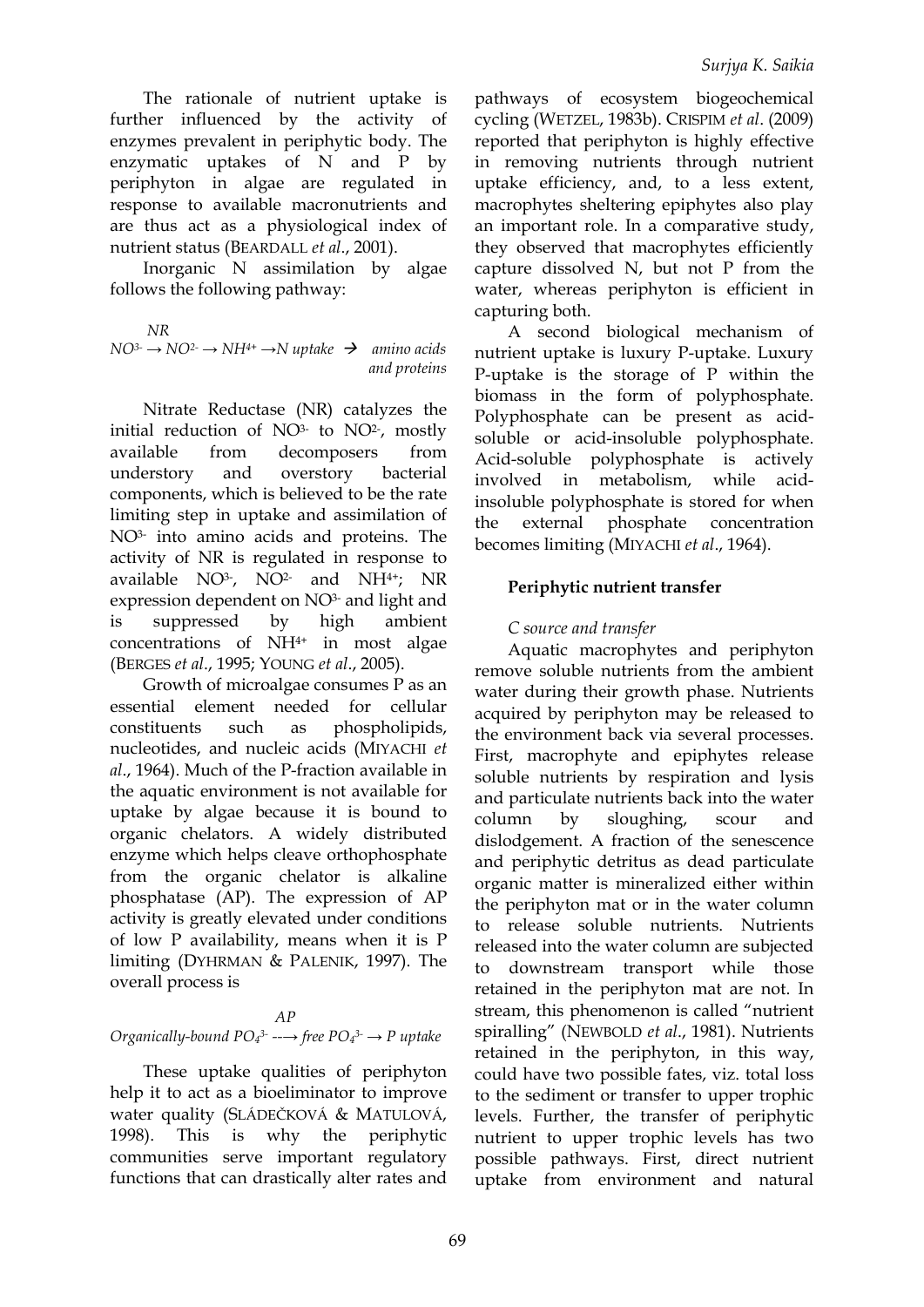The rationale of nutrient uptake is further influenced by the activity of enzymes prevalent in periphytic body. The enzymatic uptakes of N and P by periphyton in algae are regulated in response to available macronutrients and are thus act as a physiological index of nutrient status (BEARDALL *et al*., 2001).

Inorganic N assimilation by algae follows the following pathway:

$$NO^{3-} \xrightarrow{NR} NO^{2-} \rightarrow NH^{4+} \rightarrow N \text{ uptake} \Rightarrow \text{amino acids and proteins}$$

Nitrate Reductase (NR) catalyzes the initial reduction of $NO^{3-}$ to $NO^{2-}$, mostly available from decomposers from understory and overstory bacterial components, which is believed to be the rate limiting step in uptake and assimilation of $NO^{3-}$ into amino acids and proteins. The activity of NR is regulated in response to available $NO^{3-}$, $NO^{2-}$ and $NH^{4+}$; NR expression dependent on $NO^{3-}$ and light and is suppressed by high ambient concentrations of $NH^{4+}$ in most algae (BERGES *et al*., 1995; YOUNG *et al*., 2005).

Growth of microalgae consumes P as an essential element needed for cellular constituents such as phospholipids, nucleotides, and nucleic acids (MIYACHI *et al*., 1964). Much of the P-fraction available in the aquatic environment is not available for uptake by algae because it is bound to organic chelators. A widely distributed enzyme which helps cleave orthophosphate from the organic chelator is alkaline phosphatase (AP). The expression of AP activity is greatly elevated under conditions of low P availability, means when it is P limiting (DYHRMAN & PALENIK, 1997). The overall process is

$$\text{Organically-bound } PO_4^{3-} \xrightarrow{AP} \text{free } PO_4^{3-} \rightarrow P \text{ uptake}$$

These uptake qualities of periphyton help it to act as a bioeliminator to improve water quality (SLÁDEČKOVÁ & MATULOVÁ, 1998). This is why the periphytic communities serve important regulatory functions that can drastically alter rates and pathways of ecosystem biogeochemical cycling (WETZEL, 1983b). CRISPIM *et al*. (2009) reported that periphyton is highly effective in removing nutrients through nutrient uptake efficiency, and, to a less extent, macrophytes sheltering epiphytes also play an important role. In a comparative study, they observed that macrophytes efficiently capture dissolved N, but not P from the water, whereas periphyton is efficient in capturing both.

A second biological mechanism of nutrient uptake is luxury P-uptake. Luxury P-uptake is the storage of P within the biomass in the form of polyphosphate. Polyphosphate can be present as acid-soluble or acid-insoluble polyphosphate. Acid-soluble polyphosphate is actively involved in metabolism, while acid-insoluble polyphosphate is stored for when the external phosphate concentration becomes limiting (MIYACHI *et al*., 1964).

## Periphytic nutrient transfer

### *C source and transfer*

Aquatic macrophytes and periphyton remove soluble nutrients from the ambient water during their growth phase. Nutrients acquired by periphyton may be released to the environment back via several processes. First, macrophyte and epiphytes release soluble nutrients by respiration and lysis and particulate nutrients back into the water column by sloughing, scour and dislodgement. A fraction of the senescence and periphytic detritus as dead particulate organic matter is mineralized either within the periphyton mat or in the water column to release soluble nutrients. Nutrients released into the water column are subjected to downstream transport while those retained in the periphyton mat are not. In stream, this phenomenon is called "nutrient spiralling" (NEWBOLD *et al*., 1981). Nutrients retained in the periphyton, in this way, could have two possible fates, viz. total loss to the sediment or transfer to upper trophic levels. Further, the transfer of periphytic nutrient to upper trophic levels has two possible pathways. First, direct nutrient uptake from environment and natural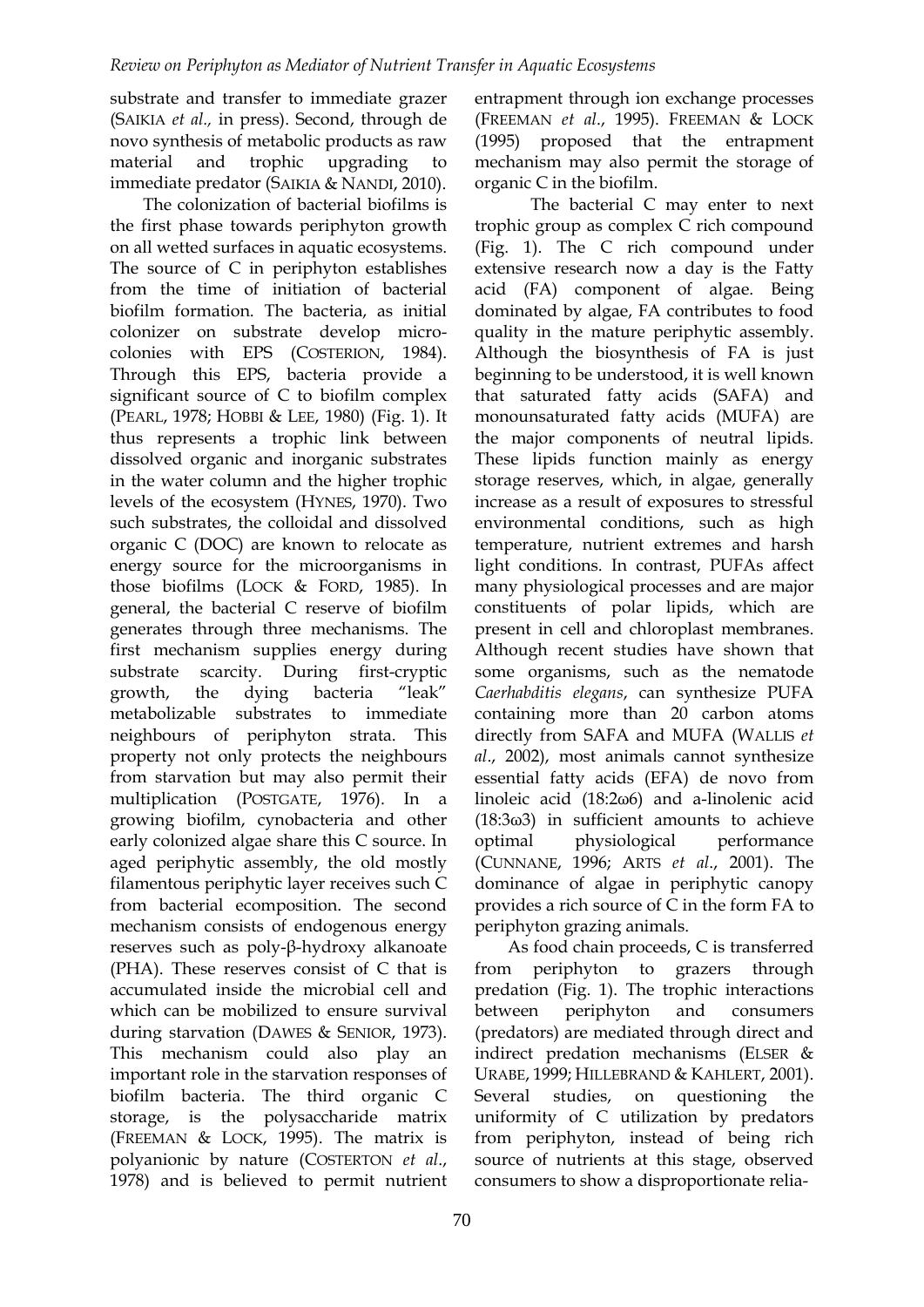substrate and transfer to immediate grazer (SAIKIA *et al.,* in press). Second, through de novo synthesis of metabolic products as raw material and trophic upgrading to immediate predator (SAIKIA & NANDI, 2010).

The colonization of bacterial biofilms is the first phase towards periphyton growth on all wetted surfaces in aquatic ecosystems. The source of C in periphyton establishes from the time of initiation of bacterial biofilm formation. The bacteria, as initial colonizer on substrate develop micro-colonies with EPS (COSTERION, 1984). Through this EPS, bacteria provide a significant source of C to biofilm complex (PEARL, 1978; HOBBI & LEE, 1980) (Fig. 1). It thus represents a trophic link between dissolved organic and inorganic substrates in the water column and the higher trophic levels of the ecosystem (HYNES, 1970). Two such substrates, the colloidal and dissolved organic C (DOC) are known to relocate as energy source for the microorganisms in those biofilms (LOCK & FORD, 1985). In general, the bacterial C reserve of biofilm generates through three mechanisms. The first mechanism supplies energy during substrate scarcity. During first-cryptic growth, the dying bacteria "leak" metabolizable substrates to immediate neighbours of periphyton strata. This property not only protects the neighbours from starvation but may also permit their multiplication (POSTGATE, 1976). In a growing biofilm, cynobacteria and other early colonized algae share this C source. In aged periphytic assembly, the old mostly filamentous periphytic layer receives such C from bacterial ecomposition. The second mechanism consists of endogenous energy reserves such as poly-β-hydroxy alkanoate (PHA). These reserves consist of C that is accumulated inside the microbial cell and which can be mobilized to ensure survival during starvation (DAWES & SENIOR, 1973). This mechanism could also play an important role in the starvation responses of biofilm bacteria. The third organic C storage, is the polysaccharide matrix (FREEMAN & LOCK, 1995). The matrix is polyanionic by nature (COSTERTON *et al*., 1978) and is believed to permit nutrient entrapment through ion exchange processes (FREEMAN *et al*., 1995). FREEMAN & LOCK (1995) proposed that the entrapment mechanism may also permit the storage of organic C in the biofilm.

The bacterial C may enter to next trophic group as complex C rich compound (Fig. 1). The C rich compound under extensive research now a day is the Fatty acid (FA) component of algae. Being dominated by algae, FA contributes to food quality in the mature periphytic assembly. Although the biosynthesis of FA is just beginning to be understood, it is well known that saturated fatty acids (SAFA) and monounsaturated fatty acids (MUFA) are the major components of neutral lipids. These lipids function mainly as energy storage reserves, which, in algae, generally increase as a result of exposures to stressful environmental conditions, such as high temperature, nutrient extremes and harsh light conditions. In contrast, PUFAs affect many physiological processes and are major constituents of polar lipids, which are present in cell and chloroplast membranes. Although recent studies have shown that some organisms, such as the nematode *Caerhabditis elegans*, can synthesize PUFA containing more than 20 carbon atoms directly from SAFA and MUFA (WALLIS *et al*., 2002), most animals cannot synthesize essential fatty acids (EFA) de novo from linoleic acid (18:2ω6) and a-linolenic acid (18:3ω3) in sufficient amounts to achieve optimal physiological performance (CUNNANE, 1996; ARTS *et al*., 2001). The dominance of algae in periphytic canopy provides a rich source of C in the form FA to periphyton grazing animals.

As food chain proceeds, C is transferred from periphyton to grazers through predation (Fig. 1). The trophic interactions between periphyton and consumers (predators) are mediated through direct and indirect predation mechanisms (ELSER & URABE, 1999; HILLEBRAND & KAHLERT, 2001). Several studies, on questioning the uniformity of C utilization by predators from periphyton, instead of being rich source of nutrients at this stage, observed consumers to show a disproportionate relia-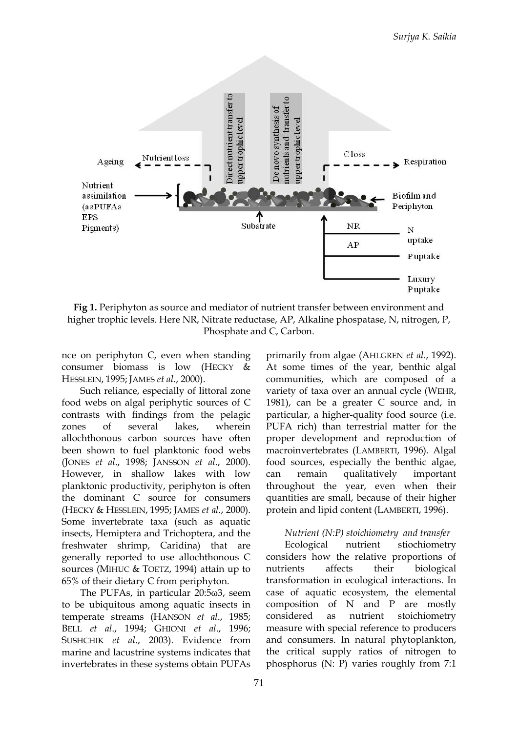**Fig 1.** Periphyton as source and mediator of nutrient transfer between environment and higher trophic levels. Here NR, Nitrate reductase, AP, Alkaline phospatase, N, nitrogen, P, Phosphate and C, Carbon.

nce on periphyton C, even when standing consumer biomass is low (HECKY & HESSLEIN, 1995; JAMES *et al*., 2000).

Such reliance, especially of littoral zone food webs on algal periphytic sources of C contrasts with findings from the pelagic zones of several lakes, wherein allochthonous carbon sources have often been shown to fuel planktonic food webs (JONES *et al*., 1998; JANSSON *et al*., 2000). However, in shallow lakes with low planktonic productivity, periphyton is often the dominant C source for consumers (HECKY & HESSLEIN, 1995; JAMES *et al*., 2000). Some invertebrate taxa (such as aquatic insects, Hemiptera and Trichoptera, and the freshwater shrimp, Caridina) that are generally reported to use allochthonous C sources (MIHUC & TOETZ, 1994) attain up to 65% of their dietary C from periphyton.

The PUFAs, in particular 20:5ω3, seem to be ubiquitous among aquatic insects in temperate streams (HANSON *et al*., 1985; BELL *et al*., 1994; GHIONI *et al*., 1996; SUSHCHIK *et al*., 2003). Evidence from marine and lacustrine systems indicates that invertebrates in these systems obtain PUFAs primarily from algae (AHLGREN *et al*., 1992). At some times of the year, benthic algal communities, which are composed of a variety of taxa over an annual cycle (WEHR, 1981), can be a greater C source and, in particular, a higher-quality food source (i.e. PUFA rich) than terrestrial matter for the proper development and reproduction of macroinvertebrates (LAMBERTI, 1996). Algal food sources, especially the benthic algae, can remain qualitatively important throughout the year, even when their quantities are small, because of their higher protein and lipid content (LAMBERTI, 1996).

*Nutrient (N:P) stoichiometry and transfer*

Ecological nutrient stiochiometry considers how the relative proportions of nutrients affects their biological transformation in ecological interactions. In case of aquatic ecosystem, the elemental composition of N and P are mostly considered as nutrient stoichiometry measure with special reference to producers and consumers. In natural phytoplankton, the critical supply ratios of nitrogen to phosphorus (N: P) varies roughly from 7:1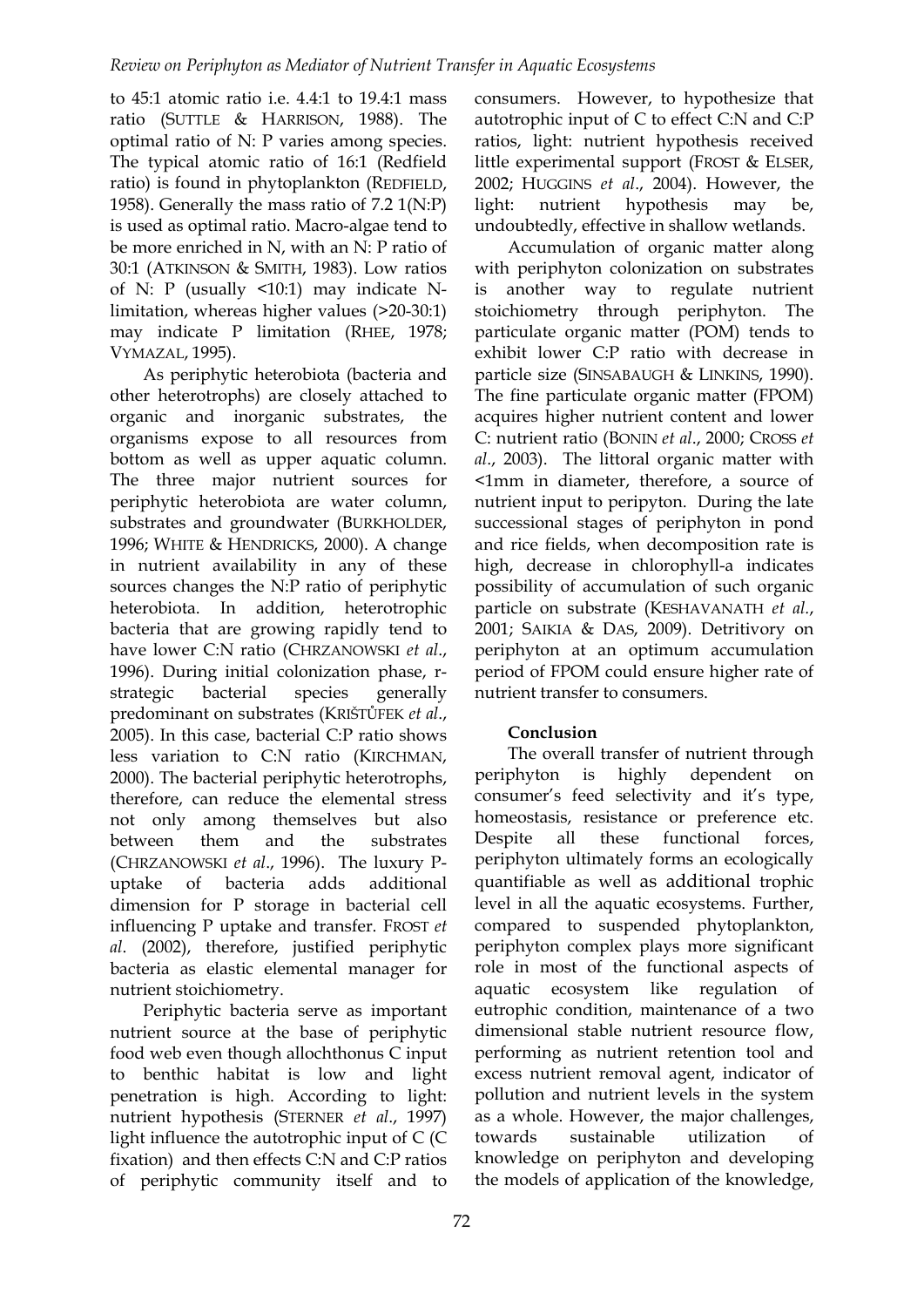to 45:1 atomic ratio i.e. 4.4:1 to 19.4:1 mass ratio (SUTTLE & HARRISON, 1988). The optimal ratio of N: P varies among species. The typical atomic ratio of 16:1 (Redfield ratio) is found in phytoplankton (REDFIELD, 1958). Generally the mass ratio of 7.2 1(N:P) is used as optimal ratio. Macro-algae tend to be more enriched in N, with an N: P ratio of 30:1 (ATKINSON & SMITH, 1983). Low ratios of N: P (usually <10:1) may indicate N-limitation, whereas higher values (>20-30:1) may indicate P limitation (RHEE, 1978; VYMAZAL, 1995).

As periphytic heterobiota (bacteria and other heterotrophs) are closely attached to organic and inorganic substrates, the organisms expose to all resources from bottom as well as upper aquatic column. The three major nutrient sources for periphytic heterobiota are water column, substrates and groundwater (BURKHOLDER, 1996; WHITE & HENDRICKS, 2000). A change in nutrient availability in any of these sources changes the N:P ratio of periphytic heterobiota. In addition, heterotrophic bacteria that are growing rapidly tend to have lower C:N ratio (CHRZANOWSKI *et al*., 1996). During initial colonization phase, r-strategic bacterial species generally predominant on substrates (KRIŠTŮFEK *et al*., 2005). In this case, bacterial C:P ratio shows less variation to C:N ratio (KIRCHMAN, 2000). The bacterial periphytic heterotrophs, therefore, can reduce the elemental stress not only among themselves but also between them and the substrates (CHRZANOWSKI *et al*., 1996). The luxury P-uptake of bacteria adds additional dimension for P storage in bacterial cell influencing P uptake and transfer. FROST *et al*. (2002), therefore, justified periphytic bacteria as elastic elemental manager for nutrient stoichiometry.

Periphytic bacteria serve as important nutrient source at the base of periphytic food web even though allochthonus C input to benthic habitat is low and light penetration is high. According to light: nutrient hypothesis (STERNER *et al*., 1997) light influence the autotrophic input of C (C fixation) and then effects C:N and C:P ratios of periphytic community itself and to consumers. However, to hypothesize that autotrophic input of C to effect C:N and C:P ratios, light: nutrient hypothesis received little experimental support (FROST & ELSER, 2002; HUGGINS *et al*., 2004). However, the light: nutrient hypothesis may be, undoubtedly, effective in shallow wetlands.

Accumulation of organic matter along with periphyton colonization on substrates is another way to regulate nutrient stoichiometry through periphyton. The particulate organic matter (POM) tends to exhibit lower C:P ratio with decrease in particle size (SINSABAUGH & LINKINS, 1990). The fine particulate organic matter (FPOM) acquires higher nutrient content and lower C: nutrient ratio (BONIN *et al*., 2000; CROSS *et al*., 2003). The littoral organic matter with <1mm in diameter, therefore, a source of nutrient input to peripyton. During the late successional stages of periphyton in pond and rice fields, when decomposition rate is high, decrease in chlorophyll-a indicates possibility of accumulation of such organic particle on substrate (KESHAVANATH *et al*., 2001; SAIKIA & DAS, 2009). Detritivory on periphyton at an optimum accumulation period of FPOM could ensure higher rate of nutrient transfer to consumers.

## Conclusion

The overall transfer of nutrient through periphyton is highly dependent on consumer's feed selectivity and it's type, homeostasis, resistance or preference etc. Despite all these functional forces, periphyton ultimately forms an ecologically quantifiable as well as additional trophic level in all the aquatic ecosystems. Further, compared to suspended phytoplankton, periphyton complex plays more significant role in most of the functional aspects of aquatic ecosystem like regulation of eutrophic condition, maintenance of a two dimensional stable nutrient resource flow, performing as nutrient retention tool and excess nutrient removal agent, indicator of pollution and nutrient levels in the system as a whole. However, the major challenges, towards sustainable utilization of knowledge on periphyton and developing the models of application of the knowledge,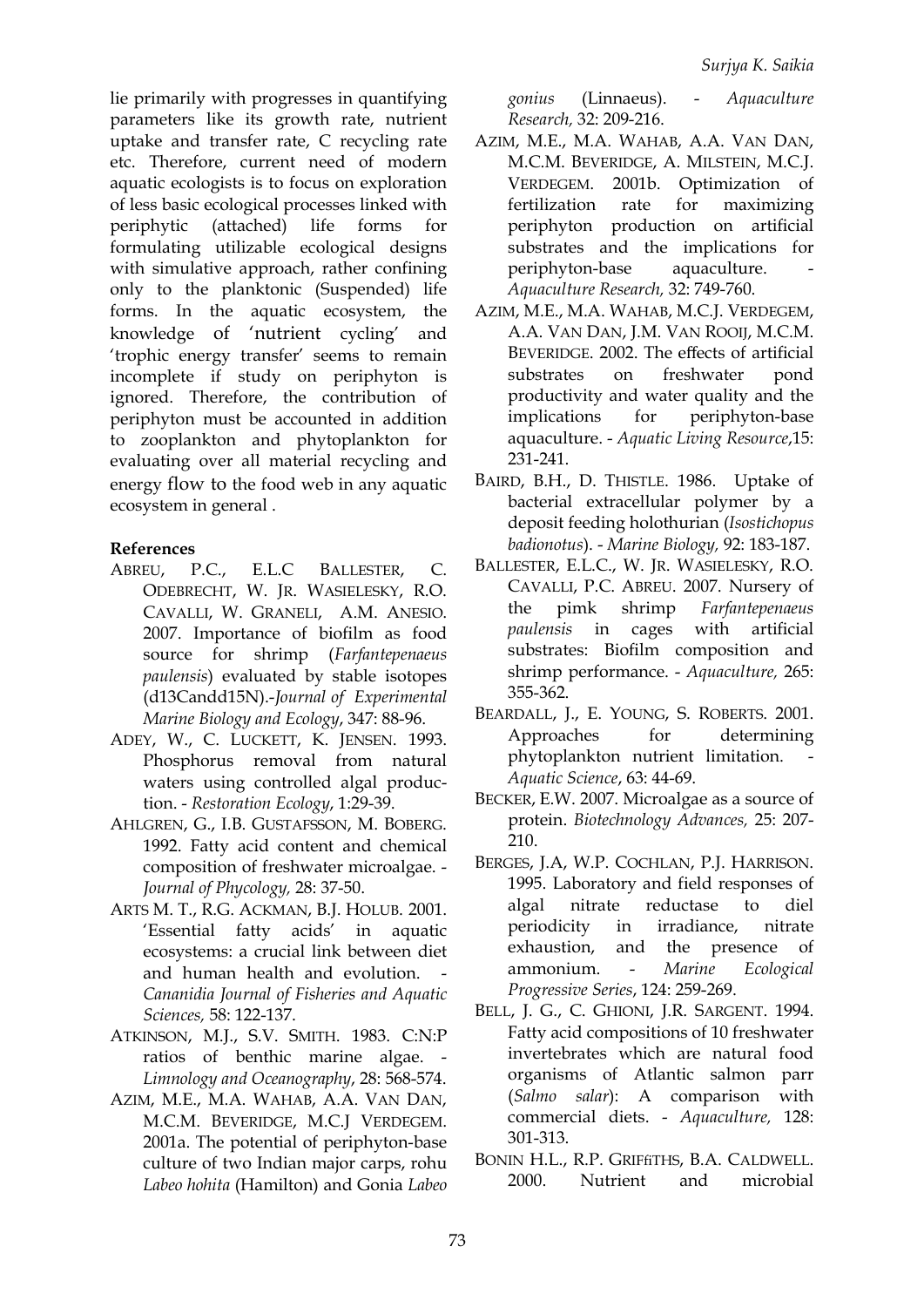lie primarily with progresses in quantifying parameters like its growth rate, nutrient uptake and transfer rate, C recycling rate etc. Therefore, current need of modern aquatic ecologists is to focus on exploration of less basic ecological processes linked with periphytic (attached) life forms for formulating utilizable ecological designs with simulative approach, rather confining only to the planktonic (Suspended) life forms. In the aquatic ecosystem, the knowledge of 'nutrient cycling' and 'trophic energy transfer' seems to remain incomplete if study on periphyton is ignored. Therefore, the contribution of periphyton must be accounted in addition to zooplankton and phytoplankton for evaluating over all material recycling and energy flow to the food web in any aquatic ecosystem in general .

**References**

ABREU, P.C., E.L.C BALLESTER, C. ODEBRECHT, W. JR. WASIELESKY, R.O. CAVALLI, W. GRANELI, A.M. ANESIO. 2007. Importance of biofilm as food source for shrimp (*Farfantepenaeus paulensis*) evaluated by stable isotopes (d13Candd15N).-*Journal of Experimental Marine Biology and Ecology*, 347: 88-96.

ADEY, W., C. LUCKETT, K. JENSEN. 1993. Phosphorus removal from natural waters using controlled algal production. - *Restoration Ecology*, 1:29-39.

AHLGREN, G., I.B. GUSTAFSSON, M. BOBERG. 1992. Fatty acid content and chemical composition of freshwater microalgae. - *Journal of Phycology,* 28: 37-50.

ARTS M. T., R.G. ACKMAN, B.J. HOLUB. 2001. 'Essential fatty acids' in aquatic ecosystems: a crucial link between diet and human health and evolution. - *Cananidia Journal of Fisheries and Aquatic Sciences,* 58: 122-137.

ATKINSON, M.J., S.V. SMITH. 1983. C:N:P ratios of benthic marine algae. - *Limnology and Oceanography*, 28: 568-574.

AZIM, M.E., M.A. WAHAB, A.A. VAN DAN, M.C.M. BEVERIDGE, M.C.J VERDEGEM. 2001a. The potential of periphyton-base culture of two Indian major carps, rohu *Labeo hohita* (Hamilton) and Gonia *Labeo gonius* (Linnaeus). - *Aquaculture Research,* 32: 209-216.

AZIM, M.E., M.A. WAHAB, A.A. VAN DAN, M.C.M. BEVERIDGE, A. MILSTEIN, M.C.J. VERDEGEM. 2001b. Optimization of fertilization rate for maximizing periphyton production on artificial substrates and the implications for periphyton-base aquaculture. - *Aquaculture Research,* 32: 749-760.

AZIM, M.E., M.A. WAHAB, M.C.J. VERDEGEM, A.A. VAN DAN, J.M. VAN ROOIJ, M.C.M. BEVERIDGE. 2002. The effects of artificial substrates on freshwater pond productivity and water quality and the implications for periphyton-base aquaculture. - *Aquatic Living Resource*,15: 231-241.

BAIRD, B.H., D. THISTLE. 1986. Uptake of bacterial extracellular polymer by a deposit feeding holothurian (*Isostichopus badionotus*). - *Marine Biology,* 92: 183-187.

BALLESTER, E.L.C., W. JR. WASIELESKY, R.O. CAVALLI, P.C. ABREU. 2007. Nursery of the pimk shrimp *Farfantepenaeus paulensis* in cages with artificial substrates: Biofilm composition and shrimp performance. - *Aquaculture,* 265: 355-362.

BEARDALL, J., E. YOUNG, S. ROBERTS. 2001. Approaches for determining phytoplankton nutrient limitation. - *Aquatic Science*, 63: 44-69.

BECKER, E.W. 2007. Microalgae as a source of protein. *Biotechnology Advances,* 25: 207-210.

BERGES, J.A, W.P. COCHLAN, P.J. HARRISON. 1995. Laboratory and field responses of algal nitrate reductase to diel periodicity in irradiance, nitrate exhaustion, and the presence of ammonium. - *Marine Ecological Progressive Series*, 124: 259-269.

BELL, J. G., C. GHIONI, J.R. SARGENT. 1994. Fatty acid compositions of 10 freshwater invertebrates which are natural food organisms of Atlantic salmon parr (*Salmo salar*): A comparison with commercial diets. - *Aquaculture,* 128: 301-313.

BONIN H.L., R.P. GRIFfiTHS, B.A. CALDWELL. 2000. Nutrient and microbial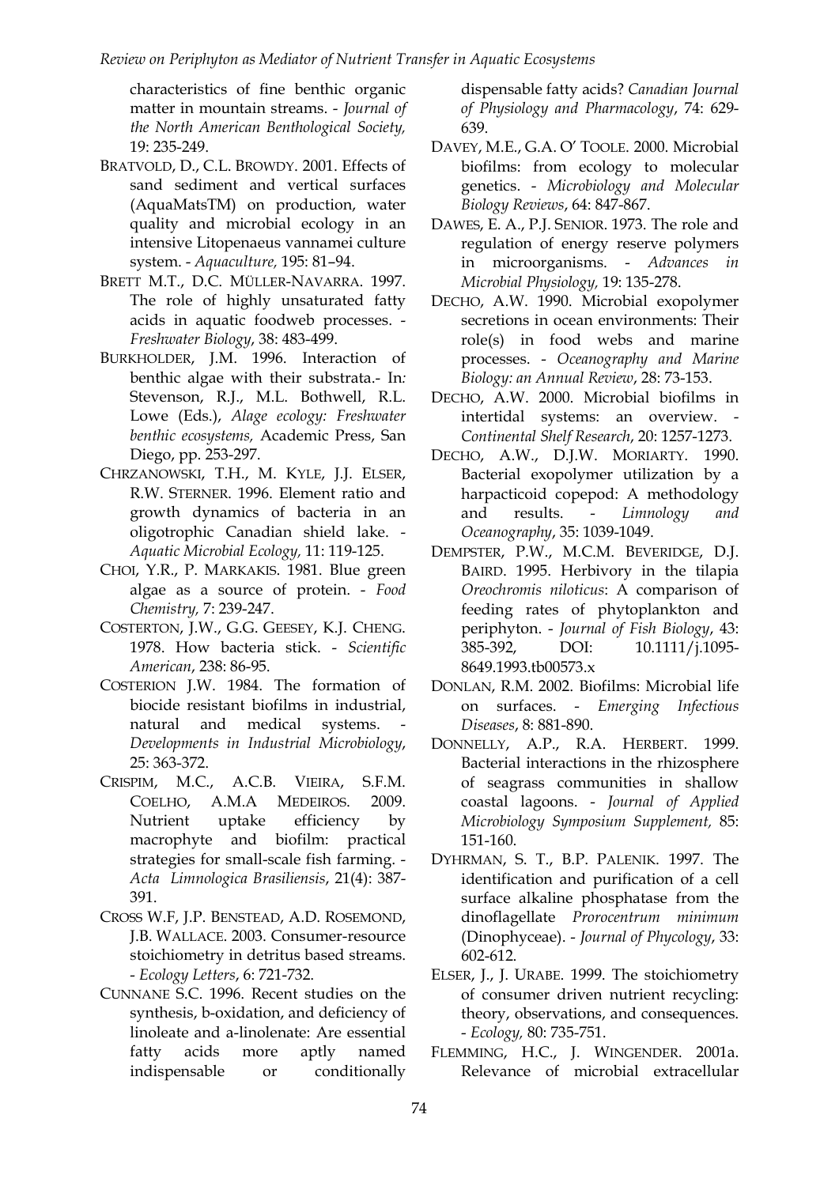characteristics of fine benthic organic matter in mountain streams. - *Journal of the North American Benthological Society,* 19: 235-249.

BRATVOLD, D., C.L. BROWDY. 2001. Effects of sand sediment and vertical surfaces (AquaMatsTM) on production, water quality and microbial ecology in an intensive Litopenaeus vannamei culture system. - *Aquaculture,* 195: 81–94.

BRETT M.T., D.C. MÜLLER-NAVARRA. 1997. The role of highly unsaturated fatty acids in aquatic foodweb processes. - *Freshwater Biology*, 38: 483-499.

BURKHOLDER, J.M. 1996. Interaction of benthic algae with their substrata.- In*:* Stevenson, R.J., M.L. Bothwell, R.L. Lowe (Eds.), *Alage ecology: Freshwater benthic ecosystems,* Academic Press, San Diego, pp. 253-297.

CHRZANOWSKI, T.H., M. KYLE, J.J. ELSER, R.W. STERNER. 1996. Element ratio and growth dynamics of bacteria in an oligotrophic Canadian shield lake. - *Aquatic Microbial Ecology,* 11: 119-125.

CHOI, Y.R., P. MARKAKIS. 1981. Blue green algae as a source of protein. - *Food Chemistry,* 7: 239-247.

COSTERTON, J.W., G.G. GEESEY, K.J. CHENG. 1978. How bacteria stick. - *Scientific American*, 238: 86-95.

COSTERION J.W. 1984. The formation of biocide resistant biofilms in industrial, natural and medical systems. - *Developments in Industrial Microbiology*, 25: 363-372.

CRISPIM, M.C., A.C.B. VIEIRA, S.F.M. COELHO, A.M.A MEDEIROS. 2009. Nutrient uptake efficiency by macrophyte and biofilm: practical strategies for small-scale fish farming. - *Acta Limnologica Brasiliensis*, 21(4): 387-391.

CROSS W.F, J.P. BENSTEAD, A.D. ROSEMOND, J.B. WALLACE. 2003. Consumer-resource stoichiometry in detritus based streams. - *Ecology Letters*, 6: 721-732.

CUNNANE S.C. 1996. Recent studies on the synthesis, b-oxidation, and deficiency of linoleate and a-linolenate: Are essential fatty acids more aptly named indispensable or conditionally dispensable fatty acids? *Canadian Journal of Physiology and Pharmacology*, 74: 629-639.

DAVEY, M.E., G.A. O' TOOLE. 2000. Microbial biofilms: from ecology to molecular genetics. - *Microbiology and Molecular Biology Reviews*, 64: 847-867.

DAWES, E. A., P.J. SENIOR. 1973. The role and regulation of energy reserve polymers in microorganisms. - *Advances in Microbial Physiology,* 19: 135-278.

DECHO, A.W. 1990. Microbial exopolymer secretions in ocean environments: Their role(s) in food webs and marine processes. - *Oceanography and Marine Biology: an Annual Review*, 28: 73-153.

DECHO, A.W. 2000. Microbial biofilms in intertidal systems: an overview. - *Continental Shelf Research*, 20: 1257-1273.

DECHO, A.W., D.J.W. MORIARTY. 1990. Bacterial exopolymer utilization by a harpacticoid copepod: A methodology and results. - *Limnology and Oceanography*, 35: 1039-1049.

DEMPSTER, P.W., M.C.M. BEVERIDGE, D.J. BAIRD. 1995. Herbivory in the tilapia *Oreochromis niloticus*: A comparison of feeding rates of phytoplankton and periphyton. - *Journal of Fish Biology*, 43: 385-392, DOI: 10.1111/j.1095-8649.1993.tb00573.x

DONLAN, R.M. 2002. Biofilms: Microbial life on surfaces. - *Emerging Infectious Diseases*, 8: 881-890.

DONNELLY, A.P., R.A. HERBERT. 1999. Bacterial interactions in the rhizosphere of seagrass communities in shallow coastal lagoons. - *Journal of Applied Microbiology Symposium Supplement,* 85: 151-160.

DYHRMAN, S. T., B.P. PALENIK. 1997. The identification and purification of a cell surface alkaline phosphatase from the dinoflagellate *Prorocentrum minimum* (Dinophyceae). - *Journal of Phycology*, 33: 602-612.

ELSER, J., J. URABE. 1999. The stoichiometry of consumer driven nutrient recycling: theory, observations, and consequences. - *Ecology,* 80: 735-751.

FLEMMING, H.C., J. WINGENDER. 2001a. Relevance of microbial extracellular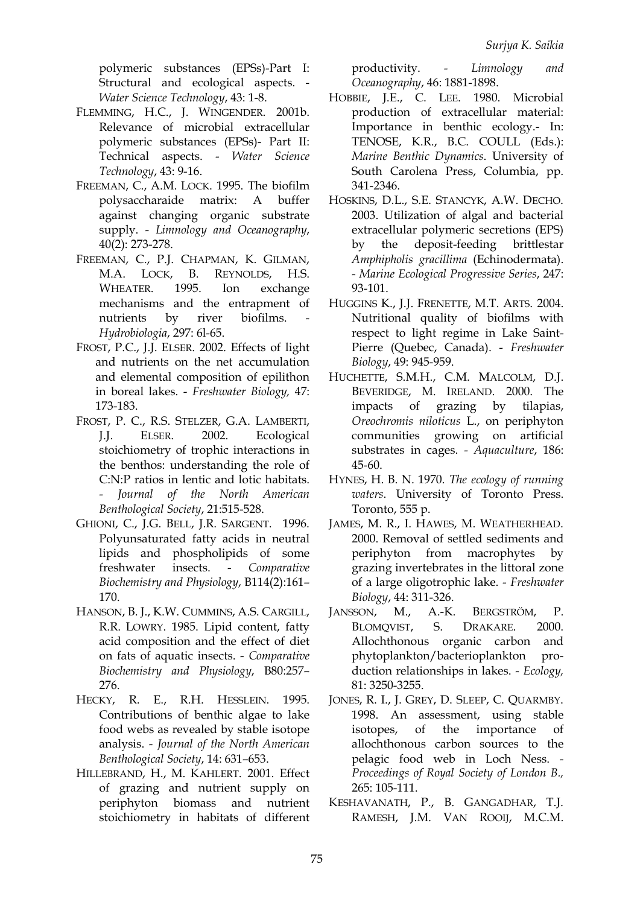polymeric substances (EPSs)-Part I: Structural and ecological aspects. - *Water Science Technology*, 43: 1-8.

FLEMMING, H.C., J. WINGENDER. 2001b. Relevance of microbial extracellular polymeric substances (EPSs)- Part II: Technical aspects. - *Water Science Technology*, 43: 9-16.

FREEMAN, C., A.M. LOCK. 1995. The biofilm polysaccharaide matrix: A buffer against changing organic substrate supply. - *Limnology and Oceanography*, 40(2): 273-278.

FREEMAN, C., P.J. CHAPMAN, K. GILMAN, M.A. LOCK, B. REYNOLDS, H.S. WHEATER. 1995. Ion exchange mechanisms and the entrapment of nutrients by river biofilms. - *Hydrobiologia*, 297: 6l-65.

FROST, P.C., J.J. ELSER. 2002. Effects of light and nutrients on the net accumulation and elemental composition of epilithon in boreal lakes. - *Freshwater Biology,* 47: 173-183.

FROST, P. C., R.S. STELZER, G.A. LAMBERTI, J.J. ELSER. 2002. Ecological stoichiometry of trophic interactions in the benthos: understanding the role of C:N:P ratios in lentic and lotic habitats. - *Journal of the North American Benthological Society*, 21:515-528.

GHIONI, C., J.G. BELL, J.R. SARGENT. 1996. Polyunsaturated fatty acids in neutral lipids and phospholipids of some freshwater insects. - *Comparative Biochemistry and Physiology*, B114(2):161–170.

HANSON, B. J., K.W. CUMMINS, A.S. CARGILL, R.R. LOWRY. 1985. Lipid content, fatty acid composition and the effect of diet on fats of aquatic insects. - *Comparative Biochemistry and Physiology*, B80:257–276.

HECKY, R. E., R.H. HESSLEIN. 1995. Contributions of benthic algae to lake food webs as revealed by stable isotope analysis. - *Journal of the North American Benthological Society*, 14: 631–653.

HILLEBRAND, H., M. KAHLERT. 2001. Effect of grazing and nutrient supply on periphyton biomass and nutrient stoichiometry in habitats of different productivity. - *Limnology and Oceanography*, 46: 1881-1898.

HOBBIE, J.E., C. LEE. 1980. Microbial production of extracellular material: Importance in benthic ecology.- In: TENOSE, K.R., B.C. COULL (Eds.): *Marine Benthic Dynamics*. University of South Carolena Press, Columbia, pp. 341-2346.

HOSKINS, D.L., S.E. STANCYK, A.W. DECHO. 2003. Utilization of algal and bacterial extracellular polymeric secretions (EPS) by the deposit-feeding brittlestar *Amphipholis gracillima* (Echinodermata). - *Marine Ecological Progressive Series*, 247: 93-101.

HUGGINS K., J.J. FRENETTE, M.T. ARTS. 2004. Nutritional quality of biofilms with respect to light regime in Lake Saint-Pierre (Quebec, Canada). - *Freshwater Biology*, 49: 945-959.

HUCHETTE, S.M.H., C.M. MALCOLM, D.J. BEVERIDGE, M. IRELAND. 2000. The impacts of grazing by tilapias, *Oreochromis niloticus* L., on periphyton communities growing on artificial substrates in cages. - *Aquaculture*, 186: 45-60.

HYNES, H. B. N. 1970. *The ecology of running waters*. University of Toronto Press. Toronto, 555 p.

JAMES, M. R., I. HAWES, M. WEATHERHEAD. 2000. Removal of settled sediments and periphyton from macrophytes by grazing invertebrates in the littoral zone of a large oligotrophic lake. - *Freshwater Biology*, 44: 311-326.

JANSSON, M., A.-K. BERGSTRÖM, P. BLOMQVIST, S. DRAKARE. 2000. Allochthonous organic carbon and phytoplankton/bacterioplankton production relationships in lakes. - *Ecology,* 81: 3250-3255.

JONES, R. I., J. GREY, D. SLEEP, C. QUARMBY. 1998. An assessment, using stable isotopes, of the importance of allochthonous carbon sources to the pelagic food web in Loch Ness. - *Proceedings of Royal Society of London B.,* 265: 105-111.

KESHAVANATH, P., B. GANGADHAR, T.J. RAMESH, J.M. VAN ROOIJ, M.C.M.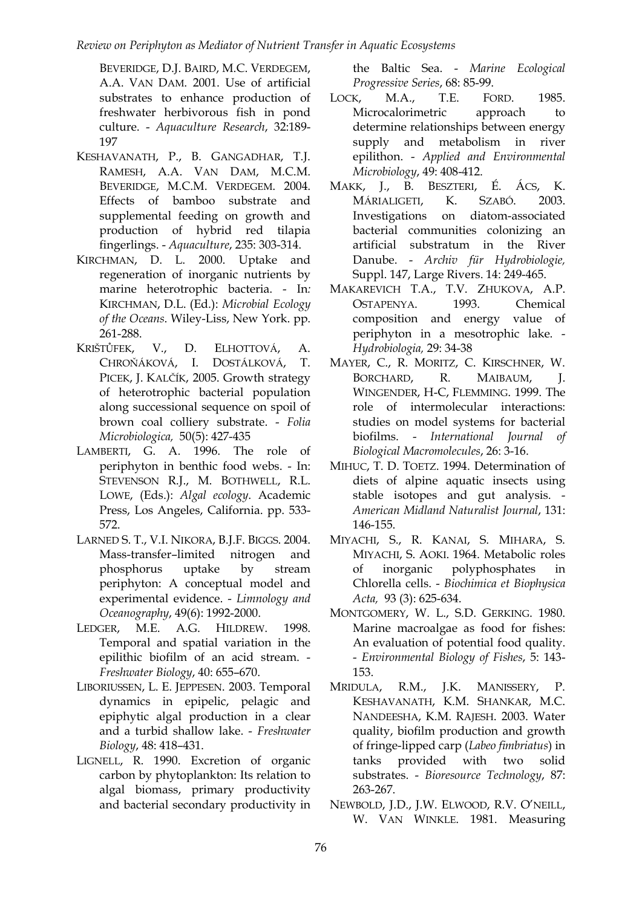BEVERIDGE, D.J. BAIRD, M.C. VERDEGEM, A.A. VAN DAM. 2001. Use of artificial substrates to enhance production of freshwater herbivorous fish in pond culture. - *Aquaculture Research*, 32:189-197

KESHAVANATH, P., B. GANGADHAR, T.J. RAMESH, A.A. VAN DAM, M.C.M. BEVERIDGE, M.C.M. VERDEGEM. 2004. Effects of bamboo substrate and supplemental feeding on growth and production of hybrid red tilapia fingerlings. - *Aquaculture*, 235: 303-314.

KIRCHMAN, D. L. 2000. Uptake and regeneration of inorganic nutrients by marine heterotrophic bacteria. - In*:* KIRCHMAN, D.L. (Ed.): *Microbial Ecology of the Oceans*. Wiley-Liss, New York. pp. 261-288.

KRIŠTŮFEK, V., D. ELHOTTOVÁ, A. CHROŇÁKOVÁ, I. DOSTÁLKOVÁ, T. PICEK, J. KALČÍK, 2005. Growth strategy of heterotrophic bacterial population along successional sequence on spoil of brown coal colliery substrate. - *Folia Microbiologica,* 50(5): 427-435

LAMBERTI, G. A. 1996. The role of periphyton in benthic food webs. - In: STEVENSON R.J., M. BOTHWELL, R.L. LOWE, (Eds.): *Algal ecology*. Academic Press, Los Angeles, California. pp. 533-572.

LARNED S. T., V.I. NIKORA, B.J.F. BIGGS. 2004. Mass-transfer–limited nitrogen and phosphorus uptake by stream periphyton: A conceptual model and experimental evidence. - *Limnology and Oceanography*, 49(6): 1992-2000.

LEDGER, M.E. A.G. HILDREW. 1998. Temporal and spatial variation in the epilithic biofilm of an acid stream. - *Freshwater Biology*, 40: 655–670.

LIBORIUSSEN, L. E. JEPPESEN. 2003. Temporal dynamics in epipelic, pelagic and epiphytic algal production in a clear and a turbid shallow lake. - *Freshwater Biology*, 48: 418–431.

LIGNELL, R. 1990. Excretion of organic carbon by phytoplankton: Its relation to algal biomass, primary productivity and bacterial secondary productivity in the Baltic Sea. - *Marine Ecological Progressive Series*, 68: 85-99.

LOCK, M.A., T.E. FORD. 1985. Microcalorimetric approach to determine relationships between energy supply and metabolism in river epilithon. - *Applied and Environmental Microbiology*, 49: 408-412.

MAKK, J., B. BESZTERI, É. ÁCS, K. MÁRIALIGETI, K. SZABÓ. 2003. Investigations on diatom-associated bacterial communities colonizing an artificial substratum in the River Danube. - *Archiv für Hydrobiologie,* Suppl. 147, Large Rivers. 14: 249-465.

MAKAREVICH T.A., T.V. ZHUKOVA, A.P. OSTAPENYA. 1993. Chemical composition and energy value of periphyton in a mesotrophic lake. - *Hydrobiologia,* 29: 34-38

MAYER, C., R. MORITZ, C. KIRSCHNER, W. BORCHARD, R. MAIBAUM, J. WINGENDER, H-C, FLEMMING. 1999. The role of intermolecular interactions: studies on model systems for bacterial biofilms. - *International Journal of Biological Macromolecules*, 26: 3-16.

MIHUC, T. D. TOETZ. 1994. Determination of diets of alpine aquatic insects using stable isotopes and gut analysis. - *American Midland Naturalist Journal*, 131: 146-155.

MIYACHI, S., R. KANAI, S. MIHARA, S. MIYACHI, S. AOKI. 1964. Metabolic roles of inorganic polyphosphates in Chlorella cells. - *Biochimica et Biophysica Acta,* 93 (3): 625-634.

MONTGOMERY, W. L., S.D. GERKING. 1980. Marine macroalgae as food for fishes: An evaluation of potential food quality. - *Environmental Biology of Fishes*, 5: 143-153.

MRIDULA, R.M., J.K. MANISSERY, P. KESHAVANATH, K.M. SHANKAR, M.C. NANDEESHA, K.M. RAJESH. 2003. Water quality, biofilm production and growth of fringe-lipped carp (*Labeo fimbriatus*) in tanks provided with two solid substrates. - *Bioresource Technology*, 87: 263-267.

NEWBOLD, J.D., J.W. ELWOOD, R.V. O'NEILL, W. VAN WINKLE. 1981. Measuring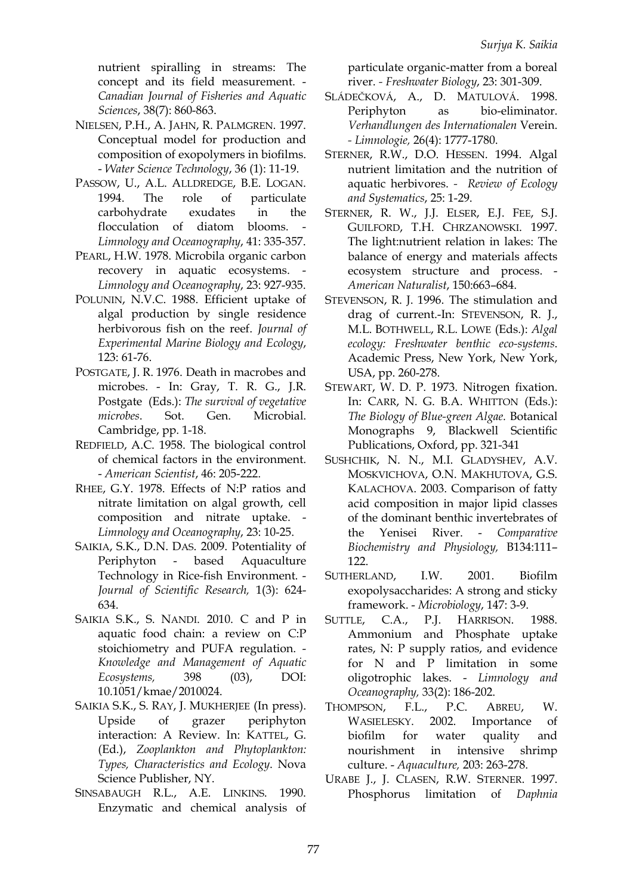nutrient spiralling in streams: The concept and its field measurement. - *Canadian Journal of Fisheries and Aquatic Sciences*, 38(7): 860-863.

NIELSEN, P.H., A. JAHN, R. PALMGREN. 1997. Conceptual model for production and composition of exopolymers in biofilms. - *Water Science Technology*, 36 (1): 11-19.

PASSOW, U., A.L. ALLDREDGE, B.E. LOGAN. 1994. The role of particulate carbohydrate exudates in the flocculation of diatom blooms. - *Limnology and Oceanography*, 41: 335-357.

PEARL, H.W. 1978. Microbila organic carbon recovery in aquatic ecosystems. - *Limnology and Oceanography*, 23: 927-935.

POLUNIN, N.V.C. 1988. Efficient uptake of algal production by single residence herbivorous fish on the reef. *Journal of Experimental Marine Biology and Ecology*, 123: 61-76.

POSTGATE, J. R. 1976. Death in macrobes and microbes. - In: Gray, T. R. G., J.R. Postgate (Eds.): *The survival of vegetative microbes*. Sot. Gen. Microbial. Cambridge, pp. 1-18.

REDFIELD, A.C. 1958. The biological control of chemical factors in the environment. - *American Scientist*, 46: 205-222.

RHEE, G.Y. 1978. Effects of N:P ratios and nitrate limitation on algal growth, cell composition and nitrate uptake. - *Limnology and Oceanography*, 23: 10-25.

SAIKIA, S.K., D.N. DAS. 2009. Potentiality of Periphyton - based Aquaculture Technology in Rice-fish Environment. - *Journal of Scientific Research,* 1(3): 624-634.

SAIKIA S.K., S. NANDI. 2010. C and P in aquatic food chain: a review on C:P stoichiometry and PUFA regulation. - *Knowledge and Management of Aquatic Ecosystems,* 398 (03), DOI: 10.1051/kmae/2010024.

SAIKIA S.K., S. RAY, J. MUKHERJEE (In press). Upside of grazer periphyton interaction: A Review. In: KATTEL, G. (Ed.), *Zooplankton and Phytoplankton: Types, Characteristics and Ecology*. Nova Science Publisher, NY.

SINSABAUGH R.L., A.E. LINKINS. 1990. Enzymatic and chemical analysis of particulate organic-matter from a boreal river. - *Freshwater Biology*, 23: 301-309.

SLÁDEČKOVÁ, A., D. MATULOVÁ. 1998. Periphyton as bio-eliminator. *Verhandlungen des Internationalen* Verein. - *Limnologie,* 26(4): 1777-1780.

STERNER, R.W., D.O. HESSEN. 1994. Algal nutrient limitation and the nutrition of aquatic herbivores. - *Review of Ecology and Systematics*, 25: 1-29.

STERNER, R. W., J.J. ELSER, E.J. FEE, S.J. GUILFORD, T.H. CHRZANOWSKI. 1997. The light:nutrient relation in lakes: The balance of energy and materials affects ecosystem structure and process. - *American Naturalist*, 150:663–684.

STEVENSON, R. J. 1996. The stimulation and drag of current.-In: STEVENSON, R. J., M.L. BOTHWELL, R.L. LOWE (Eds.): *Algal ecology: Freshwater benthic eco-systems*. Academic Press, New York, New York, USA, pp. 260-278.

STEWART, W. D. P. 1973. Nitrogen fixation. In: CARR, N. G. B.A. WHITTON (Eds.): *The Biology of Blue-green Algae.* Botanical Monographs 9, Blackwell Scientific Publications, Oxford, pp. 321-341

SUSHCHIK, N. N., M.I. GLADYSHEV, A.V. MOSKVICHOVA, O.N. MAKHUTOVA, G.S. KALACHOVA. 2003. Comparison of fatty acid composition in major lipid classes of the dominant benthic invertebrates of the Yenisei River. - *Comparative Biochemistry and Physiology,* B134:111–122.

SUTHERLAND, I.W. 2001. Biofilm exopolysaccharides: A strong and sticky framework. - *Microbiology*, 147: 3-9.

SUTTLE, C.A., P.J. HARRISON. 1988. Ammonium and Phosphate uptake rates, N: P supply ratios, and evidence for N and P limitation in some oligotrophic lakes. - *Limnology and Oceanography,* 33(2): 186-202.

THOMPSON, F.L., P.C. ABREU, W. WASIELESKY. 2002. Importance of biofilm for water quality and nourishment in intensive shrimp culture. - *Aquaculture,* 203: 263-278.

URABE J., J. CLASEN, R.W. STERNER. 1997. Phosphorus limitation of *Daphnia*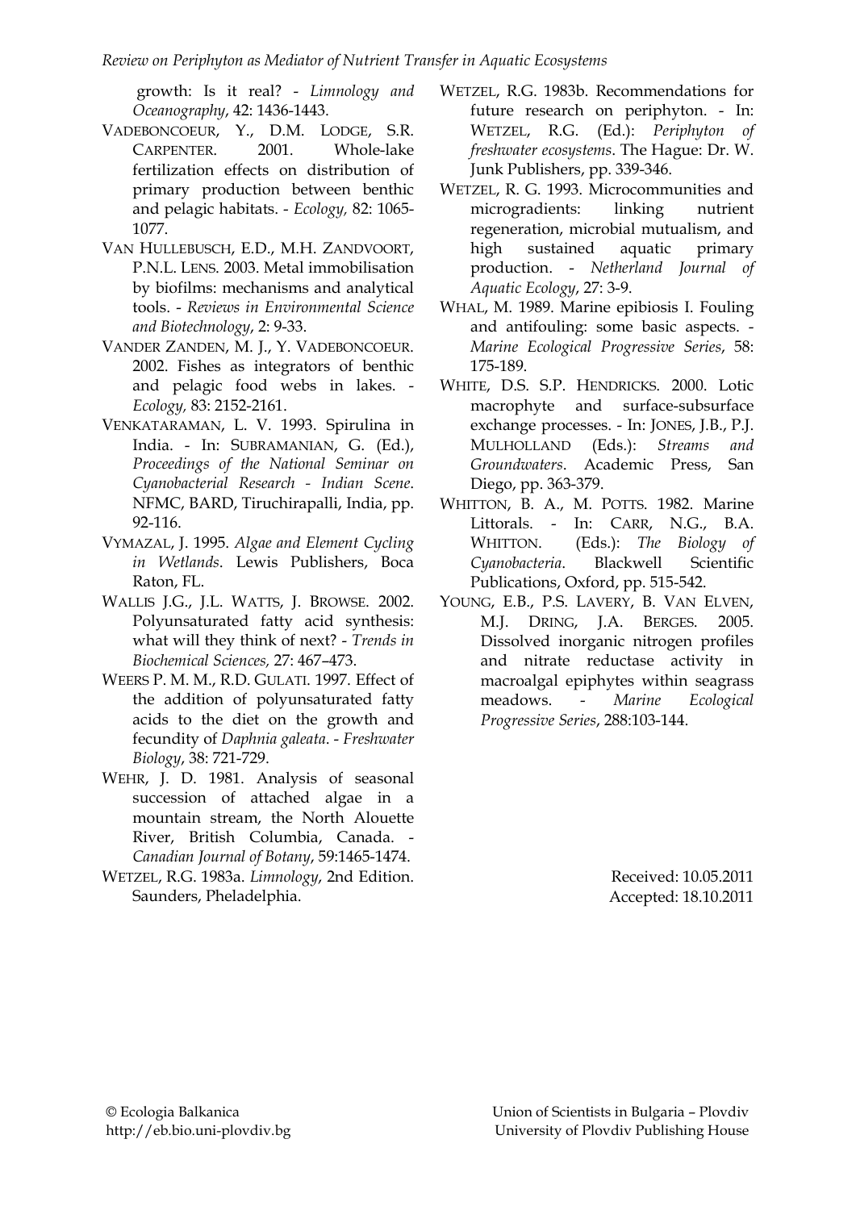growth: Is it real? - *Limnology and Oceanography*, 42: 1436-1443.

VADEBONCOEUR, Y., D.M. LODGE, S.R. CARPENTER. 2001. Whole-lake fertilization effects on distribution of primary production between benthic and pelagic habitats. - *Ecology,* 82: 1065-1077.

VAN HULLEBUSCH, E.D., M.H. ZANDVOORT, P.N.L. LENS. 2003. Metal immobilisation by biofilms: mechanisms and analytical tools. - *Reviews in Environmental Science and Biotechnology*, 2: 9-33.

VANDER ZANDEN, M. J., Y. VADEBONCOEUR. 2002. Fishes as integrators of benthic and pelagic food webs in lakes. - *Ecology,* 83: 2152-2161.

VENKATARAMAN, L. V. 1993. Spirulina in India. - In: SUBRAMANIAN, G. (Ed.), *Proceedings of the National Seminar on Cyanobacterial Research - Indian Scene*. NFMC, BARD, Tiruchirapalli, India, pp. 92-116.

VYMAZAL, J. 1995. *Algae and Element Cycling in Wetlands*. Lewis Publishers, Boca Raton, FL.

WALLIS J.G., J.L. WATTS, J. BROWSE. 2002. Polyunsaturated fatty acid synthesis: what will they think of next? - *Trends in Biochemical Sciences,* 27: 467–473.

WEERS P. M. M., R.D. GULATI. 1997. Effect of the addition of polyunsaturated fatty acids to the diet on the growth and fecundity of *Daphnia galeata*. - *Freshwater Biology*, 38: 721-729.

WEHR, J. D. 1981. Analysis of seasonal succession of attached algae in a mountain stream, the North Alouette River, British Columbia, Canada. - *Canadian Journal of Botany*, 59:1465-1474.

WETZEL, R.G. 1983a. *Limnology*, 2nd Edition. Saunders, Pheladelphia.

WETZEL, R.G. 1983b. Recommendations for future research on periphyton. - In: WETZEL, R.G. (Ed.): *Periphyton of freshwater ecosystems*. The Hague: Dr. W. Junk Publishers, pp. 339-346.

WETZEL, R. G. 1993. Microcommunities and microgradients: linking nutrient regeneration, microbial mutualism, and high sustained aquatic primary production. - *Netherland Journal of Aquatic Ecology*, 27: 3-9.

WHAL, M. 1989. Marine epibiosis I. Fouling and antifouling: some basic aspects. - *Marine Ecological Progressive Series*, 58: 175-189.

WHITE, D.S. S.P. HENDRICKS. 2000. Lotic macrophyte and surface-subsurface exchange processes. - In: JONES, J.B., P.J. MULHOLLAND (Eds.): *Streams and Groundwaters*. Academic Press, San Diego, pp. 363-379.

WHITTON, B. A., M. POTTS. 1982. Marine Littorals. - In: CARR, N.G., B.A. WHITTON. (Eds.): *The Biology of Cyanobacteria*. Blackwell Scientific Publications, Oxford, pp. 515-542.

YOUNG, E.B., P.S. LAVERY, B. VAN ELVEN, M.J. DRING, J.A. BERGES. 2005. Dissolved inorganic nitrogen profiles and nitrate reductase activity in macroalgal epiphytes within seagrass meadows. - *Marine Ecological Progressive Series*, 288:103-144.

Received: 10.05.2011
Accepted: 18.10.2011